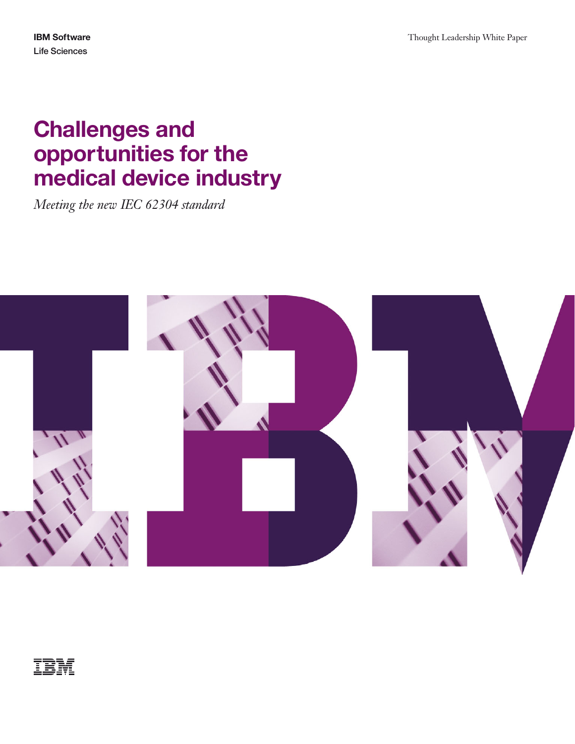IBM Software
Life Sciences

Thought Leadership White Paper

# Challenges and opportunities for the medical device industry

*Meeting the new IEC 62304 standard*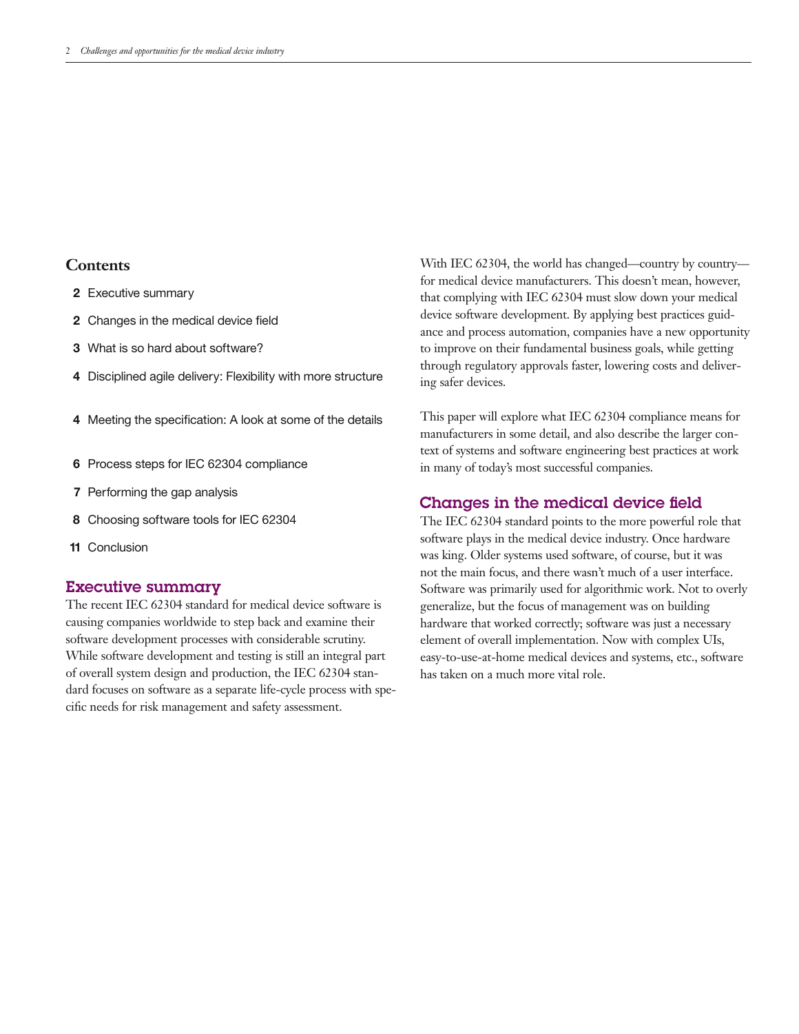## Contents

- **2** Executive summary
- **2** Changes in the medical device field
- **3** What is so hard about software?
- **4** Disciplined agile delivery: Flexibility with more structure
- **4** Meeting the specification: A look at some of the details
- **6** Process steps for IEC 62304 compliance
- **7** Performing the gap analysis
- **8** Choosing software tools for IEC 62304
- **11** Conclusion

## Executive summary

The recent IEC 62304 standard for medical device software is causing companies worldwide to step back and examine their software development processes with considerable scrutiny. While software development and testing is still an integral part of overall system design and production, the IEC 62304 standard focuses on software as a separate life-cycle process with specific needs for risk management and safety assessment.

With IEC 62304, the world has changed—country by country—for medical device manufacturers. This doesn't mean, however, that complying with IEC 62304 must slow down your medical device software development. By applying best practices guidance and process automation, companies have a new opportunity to improve on their fundamental business goals, while getting through regulatory approvals faster, lowering costs and delivering safer devices.

This paper will explore what IEC 62304 compliance means for manufacturers in some detail, and also describe the larger context of systems and software engineering best practices at work in many of today's most successful companies.

## Changes in the medical device field

The IEC 62304 standard points to the more powerful role that software plays in the medical device industry. Once hardware was king. Older systems used software, of course, but it was not the main focus, and there wasn't much of a user interface. Software was primarily used for algorithmic work. Not to overly generalize, but the focus of management was on building hardware that worked correctly; software was just a necessary element of overall implementation. Now with complex UIs, easy-to-use-at-home medical devices and systems, etc., software has taken on a much more vital role.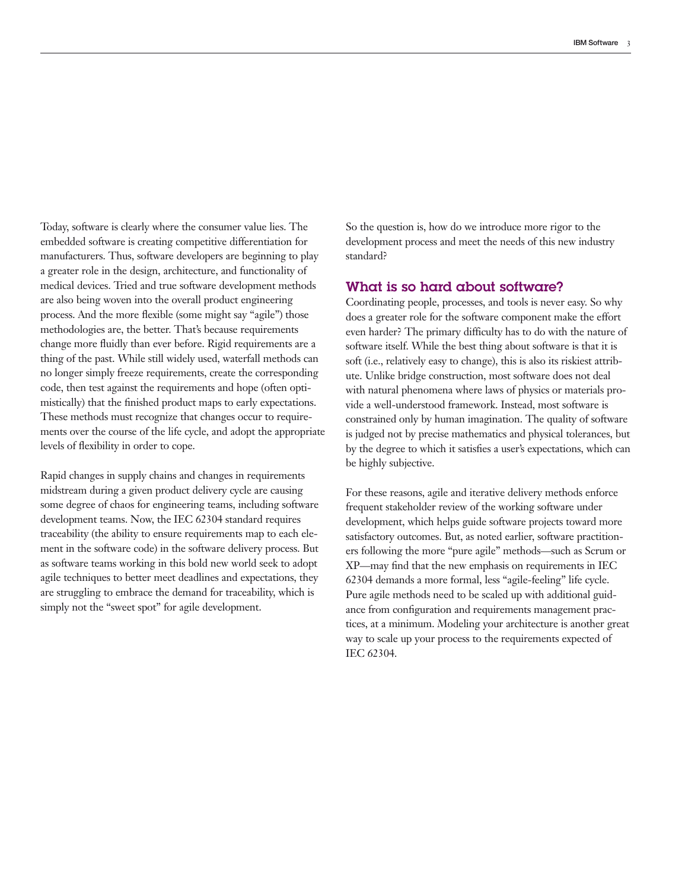Today, software is clearly where the consumer value lies. The embedded software is creating competitive differentiation for manufacturers. Thus, software developers are beginning to play a greater role in the design, architecture, and functionality of medical devices. Tried and true software development methods are also being woven into the overall product engineering process. And the more flexible (some might say "agile") those methodologies are, the better. That's because requirements change more fluidly than ever before. Rigid requirements are a thing of the past. While still widely used, waterfall methods can no longer simply freeze requirements, create the corresponding code, then test against the requirements and hope (often optimistically) that the finished product maps to early expectations. These methods must recognize that changes occur to requirements over the course of the life cycle, and adopt the appropriate levels of flexibility in order to cope.

Rapid changes in supply chains and changes in requirements midstream during a given product delivery cycle are causing some degree of chaos for engineering teams, including software development teams. Now, the IEC 62304 standard requires traceability (the ability to ensure requirements map to each element in the software code) in the software delivery process. But as software teams working in this bold new world seek to adopt agile techniques to better meet deadlines and expectations, they are struggling to embrace the demand for traceability, which is simply not the "sweet spot" for agile development.

So the question is, how do we introduce more rigor to the development process and meet the needs of this new industry standard?

## What is so hard about software?

Coordinating people, processes, and tools is never easy. So why does a greater role for the software component make the effort even harder? The primary difficulty has to do with the nature of software itself. While the best thing about software is that it is soft (i.e., relatively easy to change), this is also its riskiest attribute. Unlike bridge construction, most software does not deal with natural phenomena where laws of physics or materials provide a well-understood framework. Instead, most software is constrained only by human imagination. The quality of software is judged not by precise mathematics and physical tolerances, but by the degree to which it satisfies a user's expectations, which can be highly subjective.

For these reasons, agile and iterative delivery methods enforce frequent stakeholder review of the working software under development, which helps guide software projects toward more satisfactory outcomes. But, as noted earlier, software practitioners following the more "pure agile" methods—such as Scrum or XP—may find that the new emphasis on requirements in IEC 62304 demands a more formal, less "agile-feeling" life cycle. Pure agile methods need to be scaled up with additional guidance from configuration and requirements management practices, at a minimum. Modeling your architecture is another great way to scale up your process to the requirements expected of IEC 62304.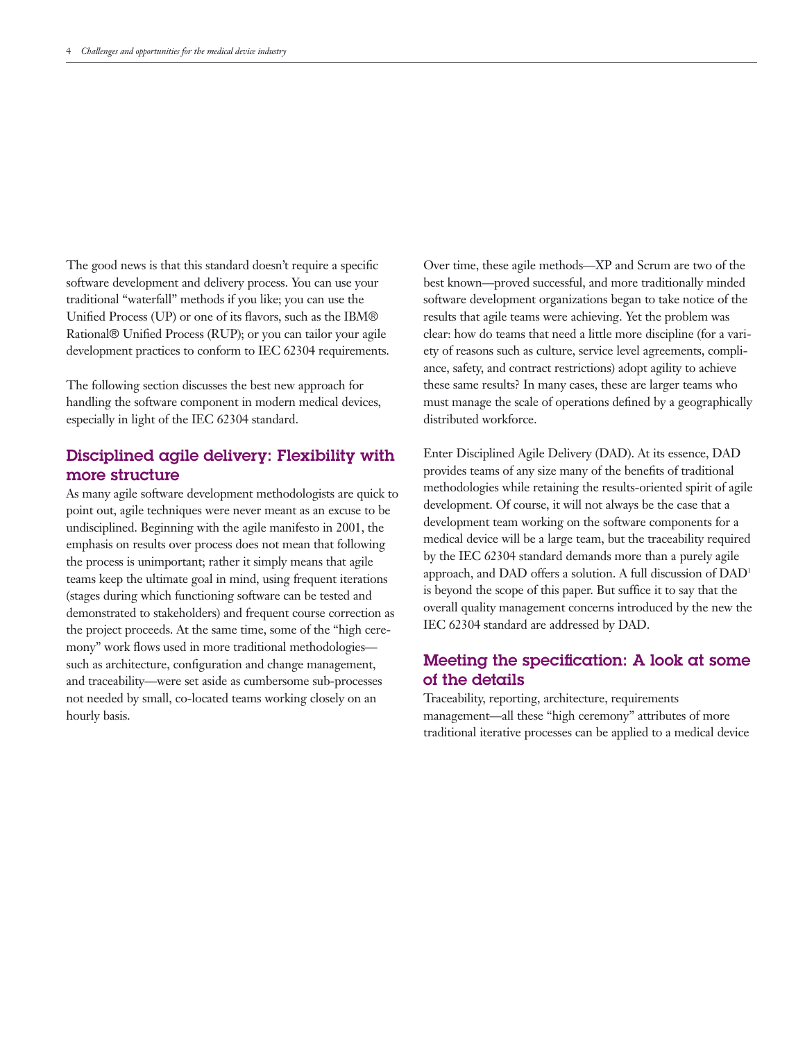The good news is that this standard doesn't require a specific software development and delivery process. You can use your traditional "waterfall" methods if you like; you can use the Unified Process (UP) or one of its flavors, such as the IBM® Rational® Unified Process (RUP); or you can tailor your agile development practices to conform to IEC 62304 requirements.

The following section discusses the best new approach for handling the software component in modern medical devices, especially in light of the IEC 62304 standard.

## Disciplined agile delivery: Flexibility with more structure

As many agile software development methodologists are quick to point out, agile techniques were never meant as an excuse to be undisciplined. Beginning with the agile manifesto in 2001, the emphasis on results over process does not mean that following the process is unimportant; rather it simply means that agile teams keep the ultimate goal in mind, using frequent iterations (stages during which functioning software can be tested and demonstrated to stakeholders) and frequent course correction as the project proceeds. At the same time, some of the "high ceremony" work flows used in more traditional methodologies—such as architecture, configuration and change management, and traceability—were set aside as cumbersome sub-processes not needed by small, co-located teams working closely on an hourly basis.

Over time, these agile methods—XP and Scrum are two of the best known—proved successful, and more traditionally minded software development organizations began to take notice of the results that agile teams were achieving. Yet the problem was clear: how do teams that need a little more discipline (for a variety of reasons such as culture, service level agreements, compliance, safety, and contract restrictions) adopt agility to achieve these same results? In many cases, these are larger teams who must manage the scale of operations defined by a geographically distributed workforce.

Enter Disciplined Agile Delivery (DAD). At its essence, DAD provides teams of any size many of the benefits of traditional methodologies while retaining the results-oriented spirit of agile development. Of course, it will not always be the case that a development team working on the software components for a medical device will be a large team, but the traceability required by the IEC 62304 standard demands more than a purely agile approach, and DAD offers a solution. A full discussion of DAD[1] is beyond the scope of this paper. But suffice it to say that the overall quality management concerns introduced by the new the IEC 62304 standard are addressed by DAD.

## Meeting the specification: A look at some of the details

Traceability, reporting, architecture, requirements management—all these "high ceremony" attributes of more traditional iterative processes can be applied to a medical device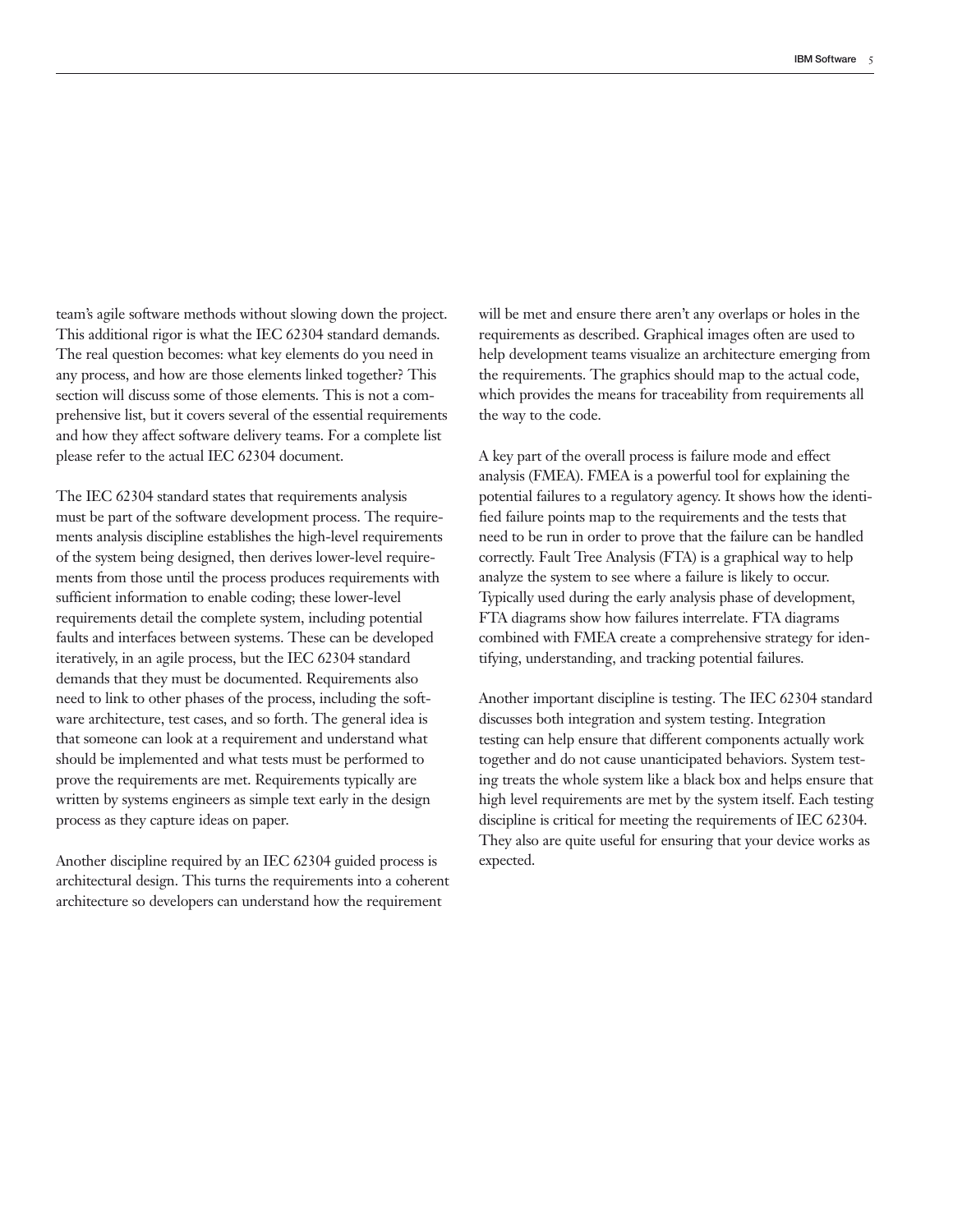team's agile software methods without slowing down the project. This additional rigor is what the IEC 62304 standard demands. The real question becomes: what key elements do you need in any process, and how are those elements linked together? This section will discuss some of those elements. This is not a comprehensive list, but it covers several of the essential requirements and how they affect software delivery teams. For a complete list please refer to the actual IEC 62304 document.

The IEC 62304 standard states that requirements analysis must be part of the software development process. The requirements analysis discipline establishes the high-level requirements of the system being designed, then derives lower-level requirements from those until the process produces requirements with sufficient information to enable coding; these lower-level requirements detail the complete system, including potential faults and interfaces between systems. These can be developed iteratively, in an agile process, but the IEC 62304 standard demands that they must be documented. Requirements also need to link to other phases of the process, including the software architecture, test cases, and so forth. The general idea is that someone can look at a requirement and understand what should be implemented and what tests must be performed to prove the requirements are met. Requirements typically are written by systems engineers as simple text early in the design process as they capture ideas on paper.

Another discipline required by an IEC 62304 guided process is architectural design. This turns the requirements into a coherent architecture so developers can understand how the requirement will be met and ensure there aren't any overlaps or holes in the requirements as described. Graphical images often are used to help development teams visualize an architecture emerging from the requirements. The graphics should map to the actual code, which provides the means for traceability from requirements all the way to the code.

A key part of the overall process is failure mode and effect analysis (FMEA). FMEA is a powerful tool for explaining the potential failures to a regulatory agency. It shows how the identified failure points map to the requirements and the tests that need to be run in order to prove that the failure can be handled correctly. Fault Tree Analysis (FTA) is a graphical way to help analyze the system to see where a failure is likely to occur. Typically used during the early analysis phase of development, FTA diagrams show how failures interrelate. FTA diagrams combined with FMEA create a comprehensive strategy for identifying, understanding, and tracking potential failures.

Another important discipline is testing. The IEC 62304 standard discusses both integration and system testing. Integration testing can help ensure that different components actually work together and do not cause unanticipated behaviors. System testing treats the whole system like a black box and helps ensure that high level requirements are met by the system itself. Each testing discipline is critical for meeting the requirements of IEC 62304. They also are quite useful for ensuring that your device works as expected.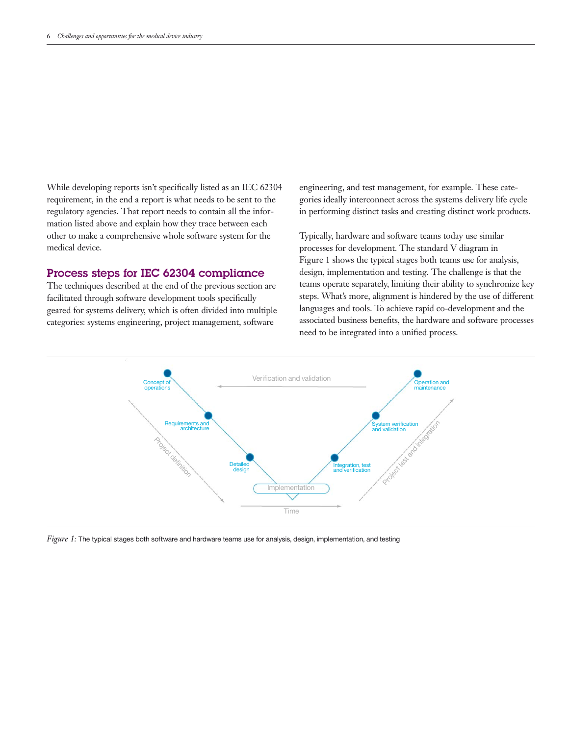While developing reports isn't specifically listed as an IEC 62304 requirement, in the end a report is what needs to be sent to the regulatory agencies. That report needs to contain all the information listed above and explain how they trace between each other to make a comprehensive whole software system for the medical device.

## Process steps for IEC 62304 compliance

The techniques described at the end of the previous section are facilitated through software development tools specifically geared for systems delivery, which is often divided into multiple categories: systems engineering, project management, software engineering, and test management, for example. These categories ideally interconnect across the systems delivery life cycle in performing distinct tasks and creating distinct work products.

Typically, hardware and software teams today use similar processes for development. The standard V diagram in Figure 1 shows the typical stages both teams use for analysis, design, implementation and testing. The challenge is that the teams operate separately, limiting their ability to synchronize key steps. What's more, alignment is hindered by the use of different languages and tools. To achieve rapid co-development and the associated business benefits, the hardware and software processes need to be integrated into a unified process.

*Figure 1:* The typical stages both software and hardware teams use for analysis, design, implementation, and testing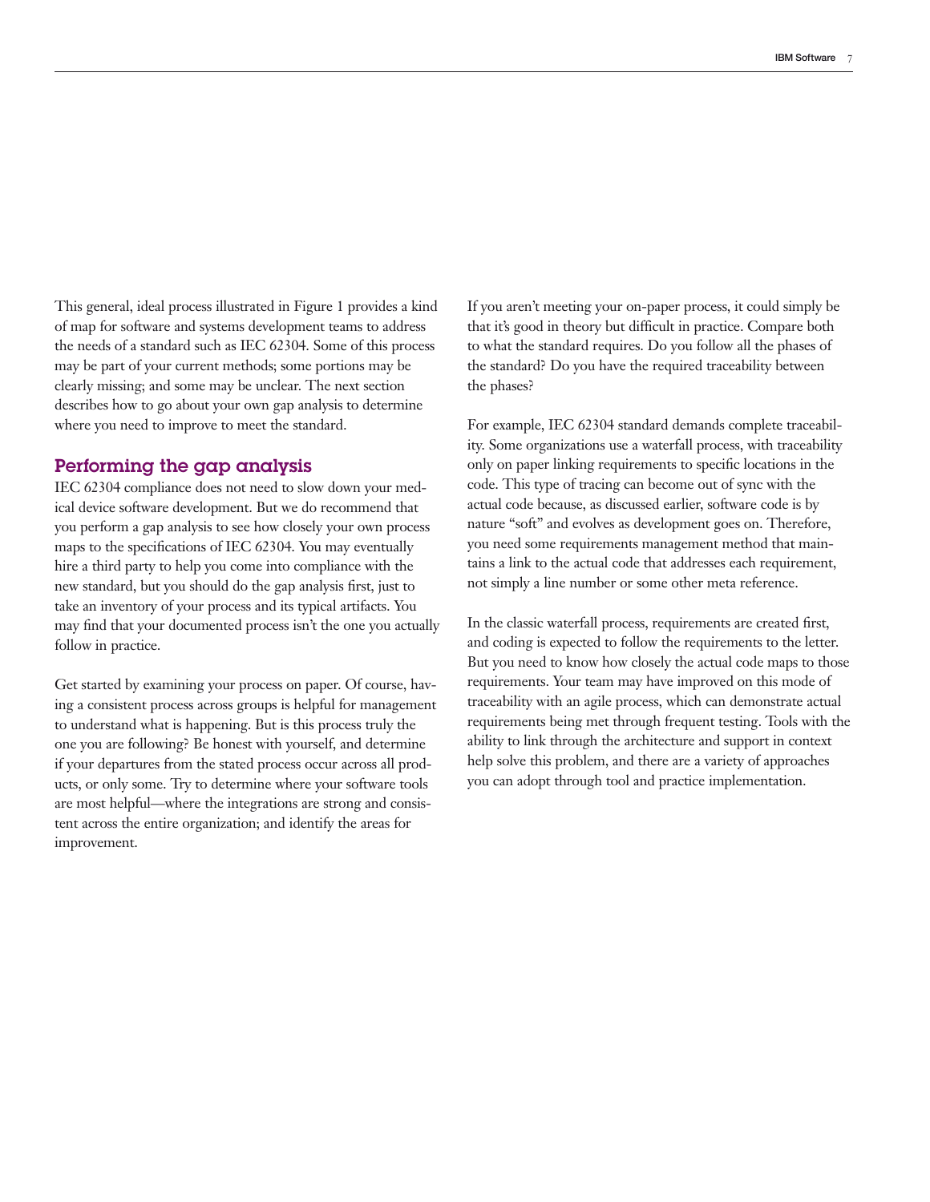This general, ideal process illustrated in Figure 1 provides a kind of map for software and systems development teams to address the needs of a standard such as IEC 62304. Some of this process may be part of your current methods; some portions may be clearly missing; and some may be unclear. The next section describes how to go about your own gap analysis to determine where you need to improve to meet the standard.

## Performing the gap analysis

IEC 62304 compliance does not need to slow down your medical device software development. But we do recommend that you perform a gap analysis to see how closely your own process maps to the specifications of IEC 62304. You may eventually hire a third party to help you come into compliance with the new standard, but you should do the gap analysis first, just to take an inventory of your process and its typical artifacts. You may find that your documented process isn't the one you actually follow in practice.

Get started by examining your process on paper. Of course, having a consistent process across groups is helpful for management to understand what is happening. But is this process truly the one you are following? Be honest with yourself, and determine if your departures from the stated process occur across all products, or only some. Try to determine where your software tools are most helpful—where the integrations are strong and consistent across the entire organization; and identify the areas for improvement.

If you aren't meeting your on-paper process, it could simply be that it's good in theory but difficult in practice. Compare both to what the standard requires. Do you follow all the phases of the standard? Do you have the required traceability between the phases?

For example, IEC 62304 standard demands complete traceability. Some organizations use a waterfall process, with traceability only on paper linking requirements to specific locations in the code. This type of tracing can become out of sync with the actual code because, as discussed earlier, software code is by nature "soft" and evolves as development goes on. Therefore, you need some requirements management method that maintains a link to the actual code that addresses each requirement, not simply a line number or some other meta reference.

In the classic waterfall process, requirements are created first, and coding is expected to follow the requirements to the letter. But you need to know how closely the actual code maps to those requirements. Your team may have improved on this mode of traceability with an agile process, which can demonstrate actual requirements being met through frequent testing. Tools with the ability to link through the architecture and support in context help solve this problem, and there are a variety of approaches you can adopt through tool and practice implementation.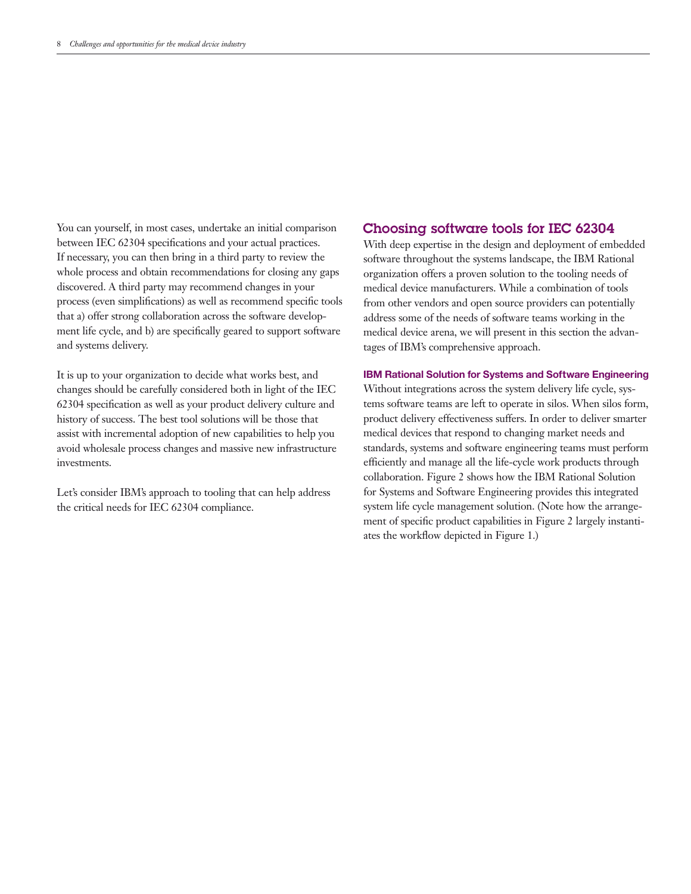You can yourself, in most cases, undertake an initial comparison between IEC 62304 specifications and your actual practices. If necessary, you can then bring in a third party to review the whole process and obtain recommendations for closing any gaps discovered. A third party may recommend changes in your process (even simplifications) as well as recommend specific tools that a) offer strong collaboration across the software development life cycle, and b) are specifically geared to support software and systems delivery.

It is up to your organization to decide what works best, and changes should be carefully considered both in light of the IEC 62304 specification as well as your product delivery culture and history of success. The best tool solutions will be those that assist with incremental adoption of new capabilities to help you avoid wholesale process changes and massive new infrastructure investments.

Let's consider IBM's approach to tooling that can help address the critical needs for IEC 62304 compliance.

## Choosing software tools for IEC 62304

With deep expertise in the design and deployment of embedded software throughout the systems landscape, the IBM Rational organization offers a proven solution to the tooling needs of medical device manufacturers. While a combination of tools from other vendors and open source providers can potentially address some of the needs of software teams working in the medical device arena, we will present in this section the advantages of IBM's comprehensive approach.

### IBM Rational Solution for Systems and Software Engineering

Without integrations across the system delivery life cycle, systems software teams are left to operate in silos. When silos form, product delivery effectiveness suffers. In order to deliver smarter medical devices that respond to changing market needs and standards, systems and software engineering teams must perform efficiently and manage all the life-cycle work products through collaboration. Figure 2 shows how the IBM Rational Solution for Systems and Software Engineering provides this integrated system life cycle management solution. (Note how the arrangement of specific product capabilities in Figure 2 largely instantiates the workflow depicted in Figure 1.)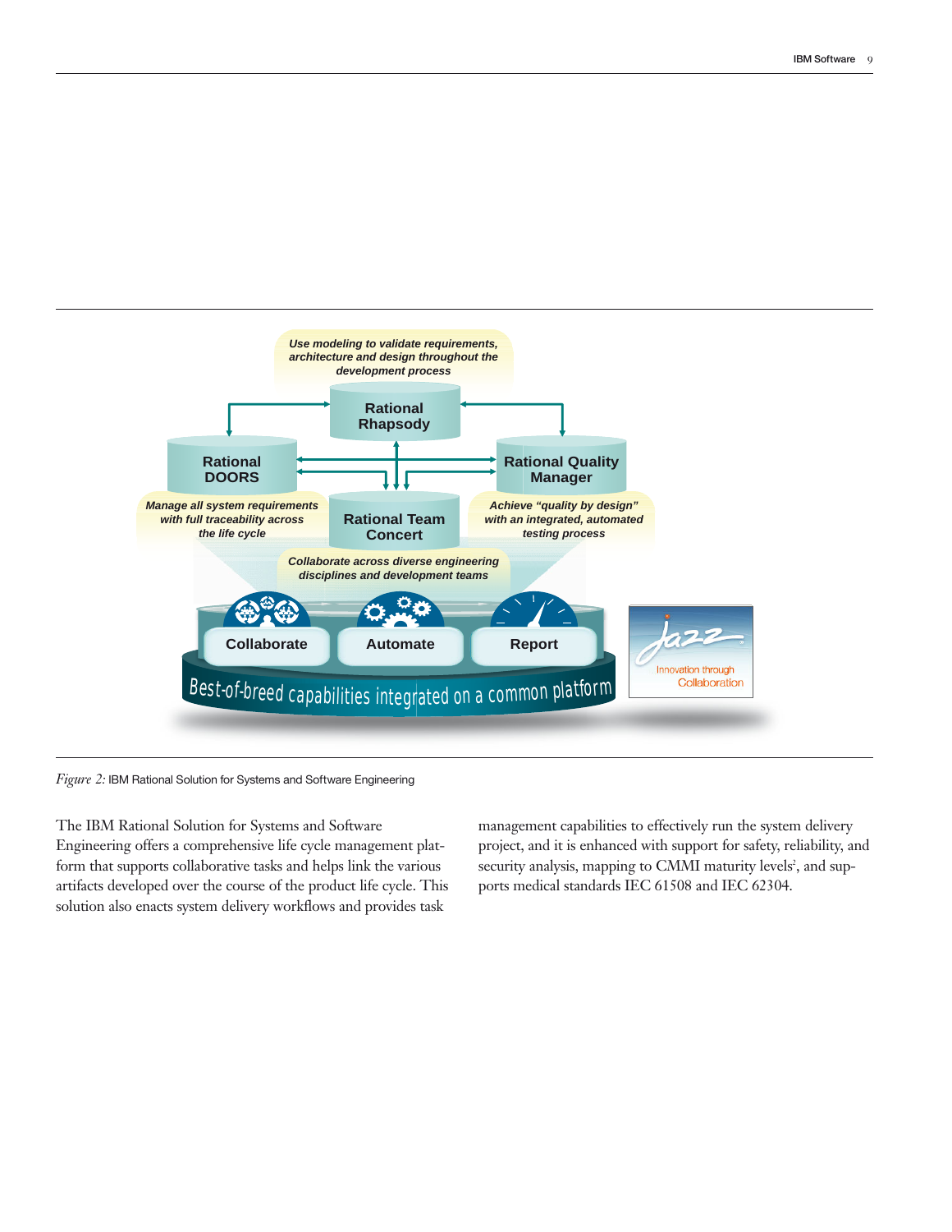*Figure 2:* IBM Rational Solution for Systems and Software Engineering

The IBM Rational Solution for Systems and Software Engineering offers a comprehensive life cycle management platform that supports collaborative tasks and helps link the various artifacts developed over the course of the product life cycle. This solution also enacts system delivery workflows and provides task management capabilities to effectively run the system delivery project, and it is enhanced with support for safety, reliability, and security analysis, mapping to CMMI maturity levels[2], and supports medical standards IEC 61508 and IEC 62304.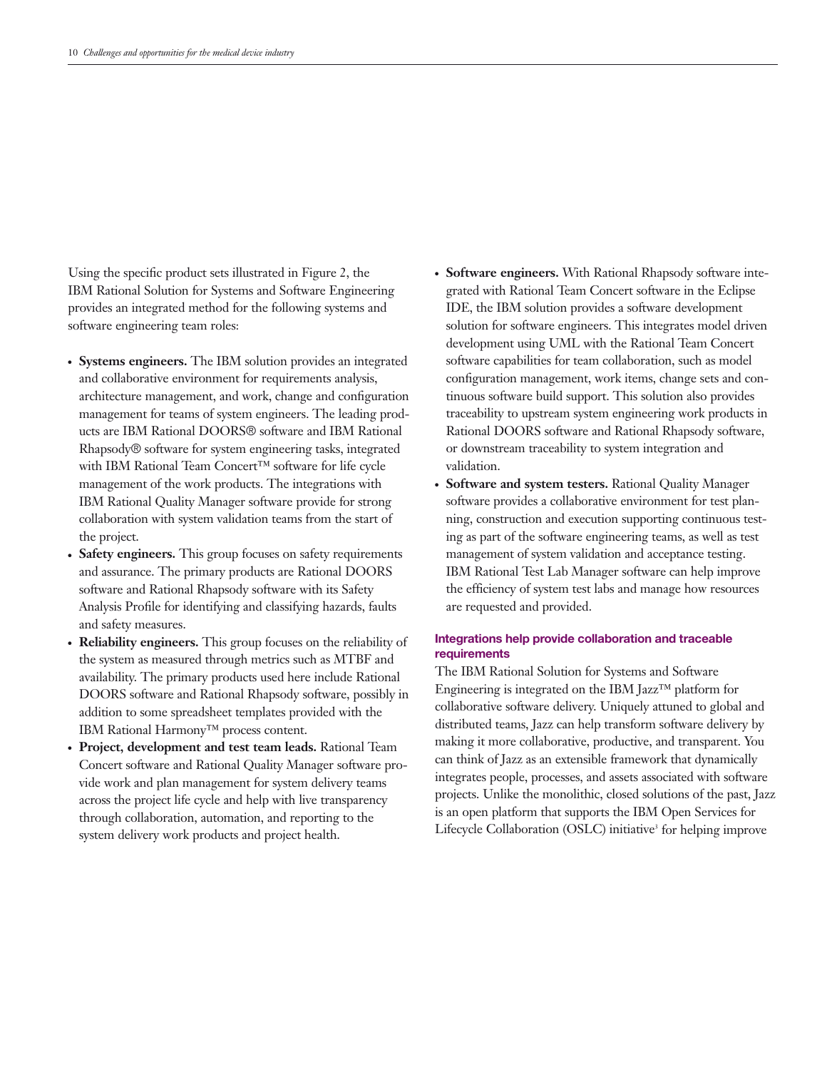Using the specific product sets illustrated in Figure 2, the IBM Rational Solution for Systems and Software Engineering provides an integrated method for the following systems and software engineering team roles:

- **Systems engineers.** The IBM solution provides an integrated and collaborative environment for requirements analysis, architecture management, and work, change and configuration management for teams of system engineers. The leading products are IBM Rational DOORS® software and IBM Rational Rhapsody® software for system engineering tasks, integrated with IBM Rational Team Concert™ software for life cycle management of the work products. The integrations with IBM Rational Quality Manager software provide for strong collaboration with system validation teams from the start of the project.
- **Safety engineers.** This group focuses on safety requirements and assurance. The primary products are Rational DOORS software and Rational Rhapsody software with its Safety Analysis Profile for identifying and classifying hazards, faults and safety measures.
- **Reliability engineers.** This group focuses on the reliability of the system as measured through metrics such as MTBF and availability. The primary products used here include Rational DOORS software and Rational Rhapsody software, possibly in addition to some spreadsheet templates provided with the IBM Rational Harmony™ process content.
- **Project, development and test team leads.** Rational Team Concert software and Rational Quality Manager software provide work and plan management for system delivery teams across the project life cycle and help with live transparency through collaboration, automation, and reporting to the system delivery work products and project health.
- **Software engineers.** With Rational Rhapsody software integrated with Rational Team Concert software in the Eclipse IDE, the IBM solution provides a software development solution for software engineers. This integrates model driven development using UML with the Rational Team Concert software capabilities for team collaboration, such as model configuration management, work items, change sets and continuous software build support. This solution also provides traceability to upstream system engineering work products in Rational DOORS software and Rational Rhapsody software, or downstream traceability to system integration and validation.
- **Software and system testers.** Rational Quality Manager software provides a collaborative environment for test planning, construction and execution supporting continuous testing as part of the software engineering teams, as well as test management of system validation and acceptance testing. IBM Rational Test Lab Manager software can help improve the efficiency of system test labs and manage how resources are requested and provided.

#### Integrations help provide collaboration and traceable requirements

The IBM Rational Solution for Systems and Software Engineering is integrated on the IBM Jazz™ platform for collaborative software delivery. Uniquely attuned to global and distributed teams, Jazz can help transform software delivery by making it more collaborative, productive, and transparent. You can think of Jazz as an extensible framework that dynamically integrates people, processes, and assets associated with software projects. Unlike the monolithic, closed solutions of the past, Jazz is an open platform that supports the IBM Open Services for Lifecycle Collaboration (OSLC) initiative[3] for helping improve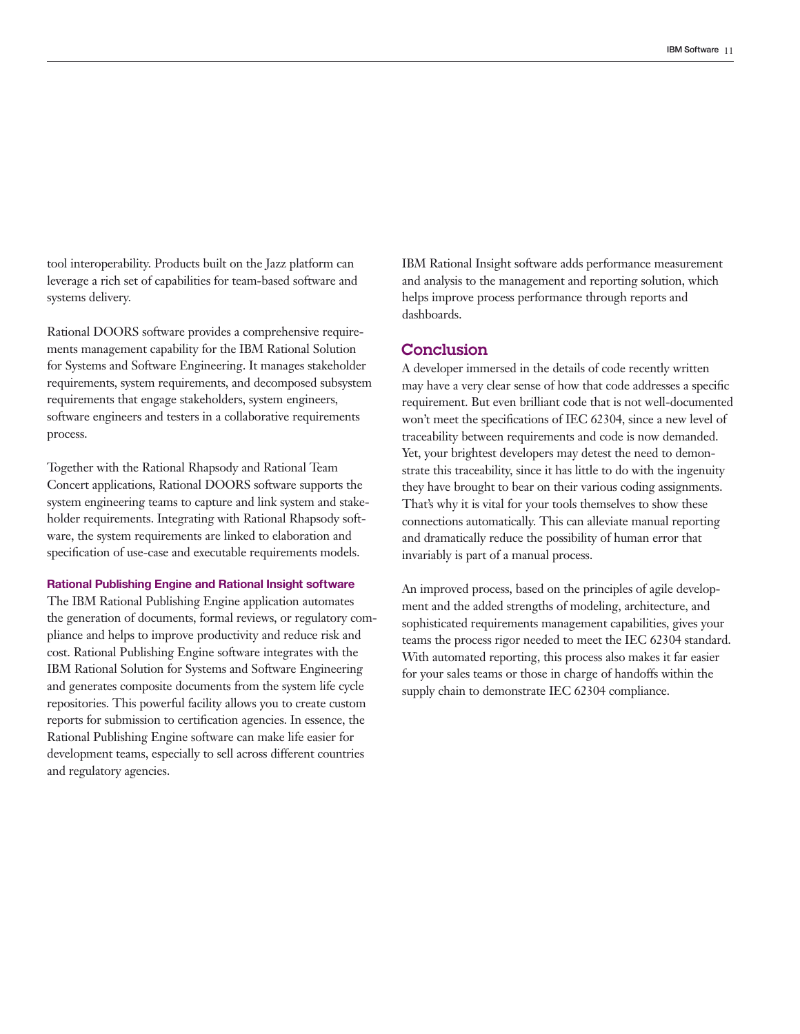tool interoperability. Products built on the Jazz platform can leverage a rich set of capabilities for team-based software and systems delivery.

Rational DOORS software provides a comprehensive requirements management capability for the IBM Rational Solution for Systems and Software Engineering. It manages stakeholder requirements, system requirements, and decomposed subsystem requirements that engage stakeholders, system engineers, software engineers and testers in a collaborative requirements process.

Together with the Rational Rhapsody and Rational Team Concert applications, Rational DOORS software supports the system engineering teams to capture and link system and stakeholder requirements. Integrating with Rational Rhapsody software, the system requirements are linked to elaboration and specification of use-case and executable requirements models.

### Rational Publishing Engine and Rational Insight software

The IBM Rational Publishing Engine application automates the generation of documents, formal reviews, or regulatory compliance and helps to improve productivity and reduce risk and cost. Rational Publishing Engine software integrates with the IBM Rational Solution for Systems and Software Engineering and generates composite documents from the system life cycle repositories. This powerful facility allows you to create custom reports for submission to certification agencies. In essence, the Rational Publishing Engine software can make life easier for development teams, especially to sell across different countries and regulatory agencies.

IBM Rational Insight software adds performance measurement and analysis to the management and reporting solution, which helps improve process performance through reports and dashboards.

## Conclusion

A developer immersed in the details of code recently written may have a very clear sense of how that code addresses a specific requirement. But even brilliant code that is not well-documented won't meet the specifications of IEC 62304, since a new level of traceability between requirements and code is now demanded. Yet, your brightest developers may detest the need to demonstrate this traceability, since it has little to do with the ingenuity they have brought to bear on their various coding assignments. That's why it is vital for your tools themselves to show these connections automatically. This can alleviate manual reporting and dramatically reduce the possibility of human error that invariably is part of a manual process.

An improved process, based on the principles of agile development and the added strengths of modeling, architecture, and sophisticated requirements management capabilities, gives your teams the process rigor needed to meet the IEC 62304 standard. With automated reporting, this process also makes it far easier for your sales teams or those in charge of handoffs within the supply chain to demonstrate IEC 62304 compliance.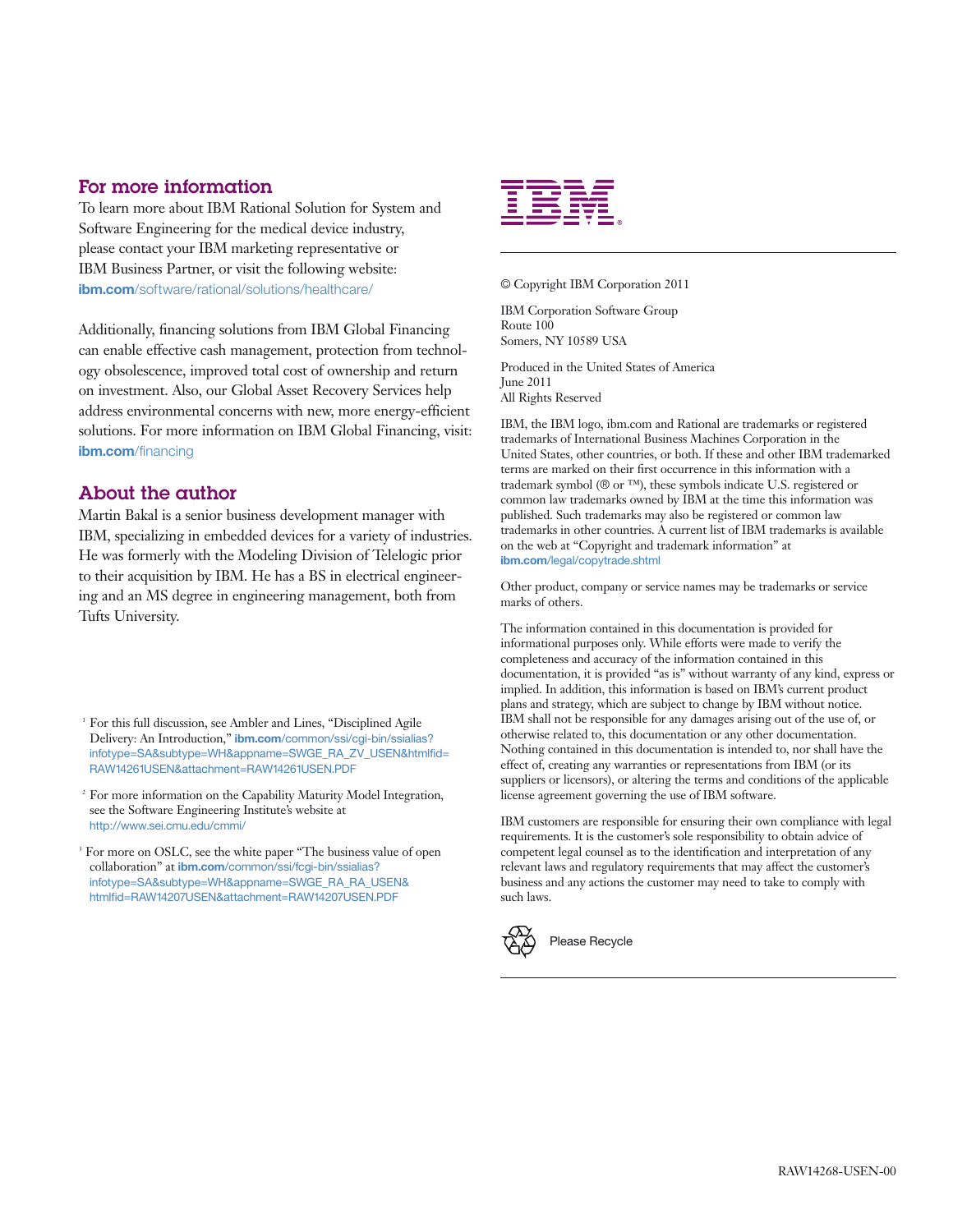## For more information

To learn more about IBM Rational Solution for System and Software Engineering for the medical device industry, please contact your IBM marketing representative or IBM Business Partner, or visit the following website: **ibm.com**/software/rational/solutions/healthcare/

Additionally, financing solutions from IBM Global Financing can enable effective cash management, protection from technology obsolescence, improved total cost of ownership and return on investment. Also, our Global Asset Recovery Services help address environmental concerns with new, more energy-efficient solutions. For more information on IBM Global Financing, visit: **ibm.com**/financing

## About the author

Martin Bakal is a senior business development manager with IBM, specializing in embedded devices for a variety of industries. He was formerly with the Modeling Division of Telelogic prior to their acquisition by IBM. He has a BS in electrical engineering and an MS degree in engineering management, both from Tufts University.

[1] For this full discussion, see Ambler and Lines, "Disciplined Agile Delivery: An Introduction," **ibm.com**/common/ssi/cgi-bin/ssialias?infotype=SA&subtype=WH&appname=SWGE_RA_ZV_USEN&htmlfid=RAW14261USEN&attachment=RAW14261USEN.PDF

[2] For more information on the Capability Maturity Model Integration, see the Software Engineering Institute's website at http://www.sei.cmu.edu/cmmi/

[3] For more on OSLC, see the white paper "The business value of open collaboration" at **ibm.com**/common/ssi/fcgi-bin/ssialias?infotype=SA&subtype=WH&appname=SWGE_RA_RA_USEN&htmlfid=RAW14207USEN&attachment=RAW14207USEN.PDF

IBM

© Copyright IBM Corporation 2011

IBM Corporation Software Group
Route 100
Somers, NY 10589 USA

Produced in the United States of America
June 2011
All Rights Reserved

IBM, the IBM logo, ibm.com and Rational are trademarks or registered trademarks of International Business Machines Corporation in the United States, other countries, or both. If these and other IBM trademarked terms are marked on their first occurrence in this information with a trademark symbol (® or ™), these symbols indicate U.S. registered or common law trademarks owned by IBM at the time this information was published. Such trademarks may also be registered or common law trademarks in other countries. A current list of IBM trademarks is available on the web at "Copyright and trademark information" at **ibm.com**/legal/copytrade.shtml

Other product, company or service names may be trademarks or service marks of others.

The information contained in this documentation is provided for informational purposes only. While efforts were made to verify the completeness and accuracy of the information contained in this documentation, it is provided "as is" without warranty of any kind, express or implied. In addition, this information is based on IBM's current product plans and strategy, which are subject to change by IBM without notice. IBM shall not be responsible for any damages arising out of the use of, or otherwise related to, this documentation or any other documentation. Nothing contained in this documentation is intended to, nor shall have the effect of, creating any warranties or representations from IBM (or its suppliers or licensors), or altering the terms and conditions of the applicable license agreement governing the use of IBM software.

IBM customers are responsible for ensuring their own compliance with legal requirements. It is the customer's sole responsibility to obtain advice of competent legal counsel as to the identification and interpretation of any relevant laws and regulatory requirements that may affect the customer's business and any actions the customer may need to take to comply with such laws.

Please Recycle

RAW14268-USEN-00